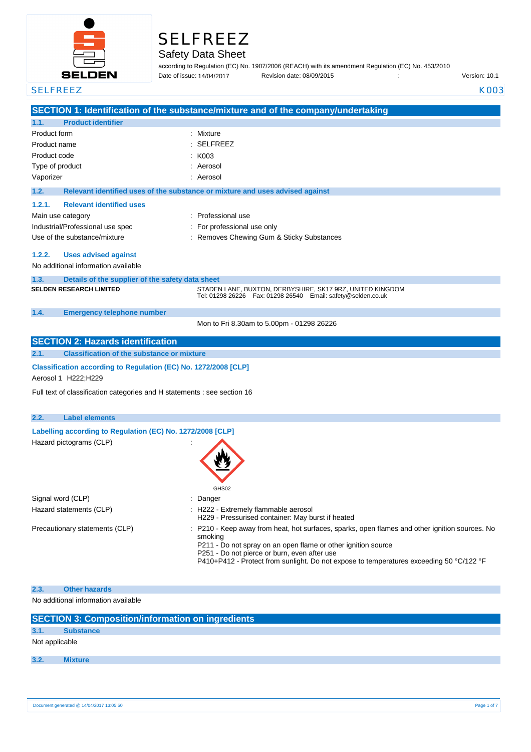# SELFREEZ

## Safety Data Sheet

according to Regulation (EC) No. 1907/2006 (REACH) with its amendment Regulation (EC) No. 453/2010

Date of issue: 14/04/2017 Revision date: 08/09/2015 : Version: 10.1

SELFREEZ K003

## SECTION 1: Identification of the substance/mixture and of the company/undertaking

### 1.1. Product identifier

| | |
|---|---|
| Product form | : Mixture |
| Product name | : SELFREEZ |
| Product code | : K003 |
| Type of product | : Aerosol |
| Vaporizer | : Aerosol |

### 1.2. Relevant identified uses of the substance or mixture and uses advised against

#### 1.2.1. Relevant identified uses

| | |
|---|---|
| Main use category | : Professional use |
| Industrial/Professional use spec | : For professional use only |
| Use of the substance/mixture | : Removes Chewing Gum & Sticky Substances |

#### 1.2.2. Uses advised against

No additional information available

### 1.3. Details of the supplier of the safety data sheet

**SELDEN RESEARCH LIMITED**
STADEN LANE, BUXTON, DERBYSHIRE, SK17 9RZ, UNITED KINGDOM
Tel: 01298 26226 Fax: 01298 26540 Email: safety@selden.co.uk

### 1.4. Emergency telephone number

Mon to Fri 8.30am to 5.00pm - 01298 26226

## SECTION 2: Hazards identification

### 2.1. Classification of the substance or mixture

**Classification according to Regulation (EC) No. 1272/2008 [CLP]**

Aerosol 1 H222;H229

Full text of classification categories and H statements : see section 16

### 2.2. Label elements

**Labelling according to Regulation (EC) No. 1272/2008 [CLP]**

Hazard pictograms (CLP) :

GHS02

| | |
|---|---|
| Signal word (CLP) | : Danger |
| Hazard statements (CLP) | : H222 - Extremely flammable aerosol<br>H229 - Pressurised container: May burst if heated |
| Precautionary statements (CLP) | : P210 - Keep away from heat, hot surfaces, sparks, open flames and other ignition sources. No smoking<br>P211 - Do not spray on an open flame or other ignition source<br>P251 - Do not pierce or burn, even after use<br>P410+P412 - Protect from sunlight. Do not expose to temperatures exceeding 50 °C/122 °F |

### 2.3. Other hazards

No additional information available

## SECTION 3: Composition/information on ingredients

### 3.1. Substance

Not applicable

### 3.2. Mixture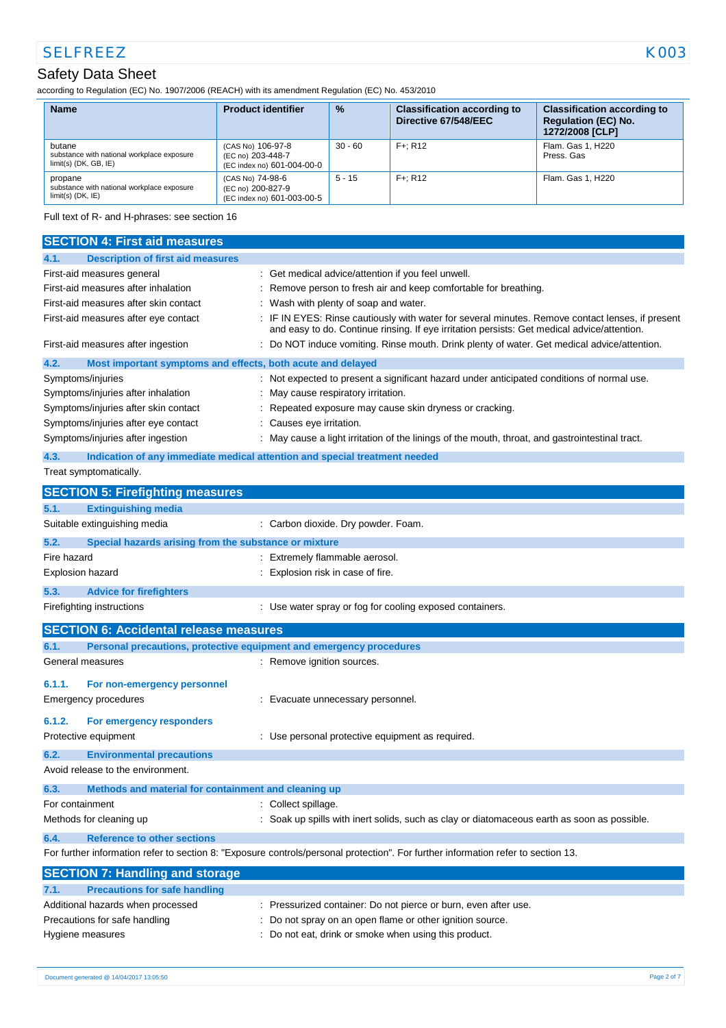# Safety Data Sheet

according to Regulation (EC) No. 1907/2006 (REACH) with its amendment Regulation (EC) No. 453/2010

| Name | Product identifier | % | Classification according to Directive 67/548/EEC | Classification according to Regulation (EC) No. 1272/2008 [CLP] |
|---|---|---|---|---|
| butane<br>substance with national workplace exposure limit(s) (DK, GB, IE) | (CAS No) 106-97-8<br>(EC no) 203-448-7<br>(EC index no) 601-004-00-0 | 30 - 60 | F+; R12 | Flam. Gas 1, H220<br>Press. Gas |
| propane<br>substance with national workplace exposure limit(s) (DK, IE) | (CAS No) 74-98-6<br>(EC no) 200-827-9<br>(EC index no) 601-003-00-5 | 5 - 15 | F+; R12 | Flam. Gas 1, H220 |

Full text of R- and H-phrases: see section 16

## SECTION 4: First aid measures

### 4.1. Description of first aid measures

First-aid measures general : Get medical advice/attention if you feel unwell.

First-aid measures after inhalation : Remove person to fresh air and keep comfortable for breathing.

First-aid measures after skin contact : Wash with plenty of soap and water.

First-aid measures after eye contact : IF IN EYES: Rinse cautiously with water for several minutes. Remove contact lenses, if present and easy to do. Continue rinsing. If eye irritation persists: Get medical advice/attention.

First-aid measures after ingestion : Do NOT induce vomiting. Rinse mouth. Drink plenty of water. Get medical advice/attention.

### 4.2. Most important symptoms and effects, both acute and delayed

Symptoms/injuries : Not expected to present a significant hazard under anticipated conditions of normal use.

Symptoms/injuries after inhalation : May cause respiratory irritation.

Symptoms/injuries after skin contact : Repeated exposure may cause skin dryness or cracking.

Symptoms/injuries after eye contact : Causes eye irritation.

Symptoms/injuries after ingestion : May cause a light irritation of the linings of the mouth, throat, and gastrointestinal tract.

### 4.3. Indication of any immediate medical attention and special treatment needed

Treat symptomatically.

## SECTION 5: Firefighting measures

### 5.1. Extinguishing media

Suitable extinguishing media : Carbon dioxide. Dry powder. Foam.

### 5.2. Special hazards arising from the substance or mixture

Fire hazard : Extremely flammable aerosol.

Explosion hazard : Explosion risk in case of fire.

### 5.3. Advice for firefighters

Firefighting instructions : Use water spray or fog for cooling exposed containers.

## SECTION 6: Accidental release measures

### 6.1. Personal precautions, protective equipment and emergency procedures

General measures : Remove ignition sources.

#### 6.1.1. For non-emergency personnel

Emergency procedures : Evacuate unnecessary personnel.

#### 6.1.2. For emergency responders

Protective equipment : Use personal protective equipment as required.

### 6.2. Environmental precautions

Avoid release to the environment.

### 6.3. Methods and material for containment and cleaning up

For containment : Collect spillage.

Methods for cleaning up : Soak up spills with inert solids, such as clay or diatomaceous earth as soon as possible.

### 6.4. Reference to other sections

For further information refer to section 8: "Exposure controls/personal protection". For further information refer to section 13.

## SECTION 7: Handling and storage

### 7.1. Precautions for safe handling

Additional hazards when processed : Pressurized container: Do not pierce or burn, even after use.

Precautions for safe handling : Do not spray on an open flame or other ignition source.

Hygiene measures : Do not eat, drink or smoke when using this product.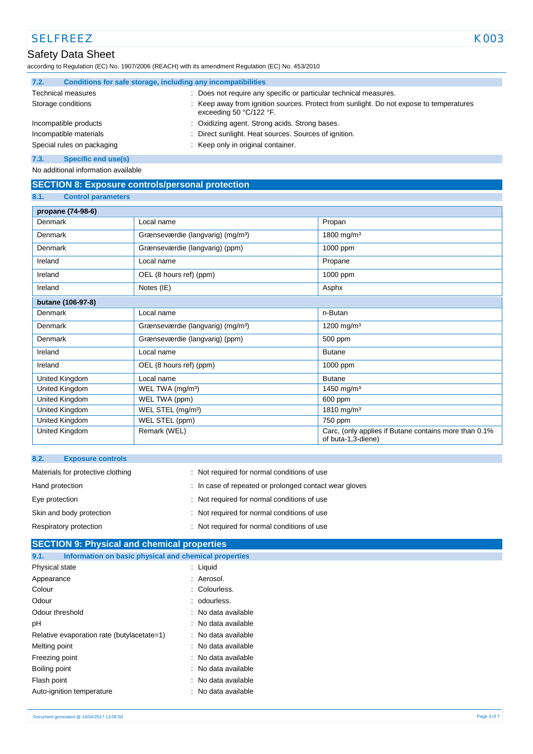### 7.2. Conditions for safe storage, including any incompatibilities

| | |
|---|---|
| Technical measures | : Does not require any specific or particular technical measures. |
| Storage conditions | : Keep away from ignition sources. Protect from sunlight. Do not expose to temperatures exceeding 50 °C/122 °F. |
| Incompatible products | : Oxidizing agent. Strong acids. Strong bases. |
| Incompatible materials | : Direct sunlight. Heat sources. Sources of ignition. |
| Special rules on packaging | : Keep only in original container. |

### 7.3. Specific end use(s)

No additional information available

## SECTION 8: Exposure controls/personal protection

### 8.1. Control parameters

| propane (74-98-6) | | |
|---|---|---|
| Denmark | Local name | Propan |
| Denmark | Grænseværdie (langvarig) (mg/m³) | 1800 mg/m³ |
| Denmark | Grænseværdie (langvarig) (ppm) | 1000 ppm |
| Ireland | Local name | Propane |
| Ireland | OEL (8 hours ref) (ppm) | 1000 ppm |
| Ireland | Notes (IE) | Asphx |
| **butane (106-97-8)** | | |
| Denmark | Local name | n-Butan |
| Denmark | Grænseværdie (langvarig) (mg/m³) | 1200 mg/m³ |
| Denmark | Grænseværdie (langvarig) (ppm) | 500 ppm |
| Ireland | Local name | Butane |
| Ireland | OEL (8 hours ref) (ppm) | 1000 ppm |
| United Kingdom | Local name | Butane |
| United Kingdom | WEL TWA (mg/m³) | 1450 mg/m³ |
| United Kingdom | WEL TWA (ppm) | 600 ppm |
| United Kingdom | WEL STEL (mg/m³) | 1810 mg/m³ |
| United Kingdom | WEL STEL (ppm) | 750 ppm |
| United Kingdom | Remark (WEL) | Carc, (only applies if Butane contains more than 0.1% of buta-1,3-diene) |

### 8.2. Exposure controls

| | |
|---|---|
| Materials for protective clothing | : Not required for normal conditions of use |
| Hand protection | : In case of repeated or prolonged contact wear gloves |
| Eye protection | : Not required for normal conditions of use |
| Skin and body protection | : Not required for normal conditions of use |
| Respiratory protection | : Not required for normal conditions of use |

## SECTION 9: Physical and chemical properties

### 9.1. Information on basic physical and chemical properties

| | |
|---|---|
| Physical state | : Liquid |
| Appearance | : Aerosol. |
| Colour | : Colourless. |
| Odour | : odourless. |
| Odour threshold | : No data available |
| pH | : No data available |
| Relative evaporation rate (butylacetate=1) | : No data available |
| Melting point | : No data available |
| Freezing point | : No data available |
| Boiling point | : No data available |
| Flash point | : No data available |
| Auto-ignition temperature | : No data available |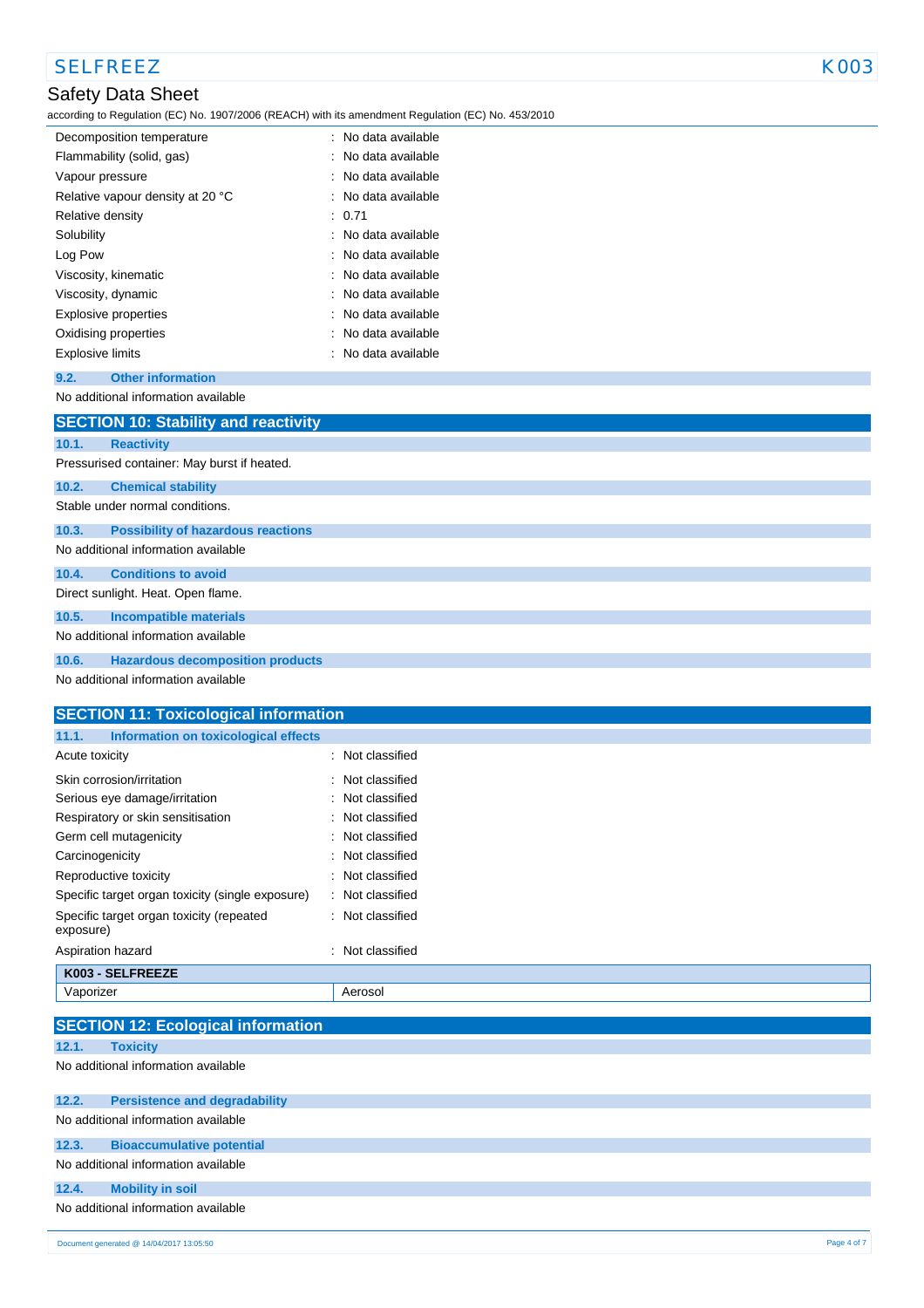| | |
|---|---|
| Decomposition temperature | : No data available |
| Flammability (solid, gas) | : No data available |
| Vapour pressure | : No data available |
| Relative vapour density at 20 °C | : No data available |
| Relative density | : 0.71 |
| Solubility | : No data available |
| Log Pow | : No data available |
| Viscosity, kinematic | : No data available |
| Viscosity, dynamic | : No data available |
| Explosive properties | : No data available |
| Oxidising properties | : No data available |
| Explosive limits | : No data available |

### 9.2. Other information

No additional information available

## SECTION 10: Stability and reactivity

### 10.1. Reactivity

Pressurised container: May burst if heated.

### 10.2. Chemical stability

Stable under normal conditions.

### 10.3. Possibility of hazardous reactions

No additional information available

### 10.4. Conditions to avoid

Direct sunlight. Heat. Open flame.

### 10.5. Incompatible materials

No additional information available

### 10.6. Hazardous decomposition products

No additional information available

## SECTION 11: Toxicological information

### 11.1. Information on toxicological effects

| | |
|---|---|
| Acute toxicity | : Not classified |
| Skin corrosion/irritation | : Not classified |
| Serious eye damage/irritation | : Not classified |
| Respiratory or skin sensitisation | : Not classified |
| Germ cell mutagenicity | : Not classified |
| Carcinogenicity | : Not classified |
| Reproductive toxicity | : Not classified |
| Specific target organ toxicity (single exposure) | : Not classified |
| Specific target organ toxicity (repeated exposure) | : Not classified |
| Aspiration hazard | : Not classified |

| **K003 - SELFREEZE** | |
|---|---|
| Vaporizer | Aerosol |

## SECTION 12: Ecological information

### 12.1. Toxicity

No additional information available

### 12.2. Persistence and degradability

No additional information available

### 12.3. Bioaccumulative potential

No additional information available

### 12.4. Mobility in soil

No additional information available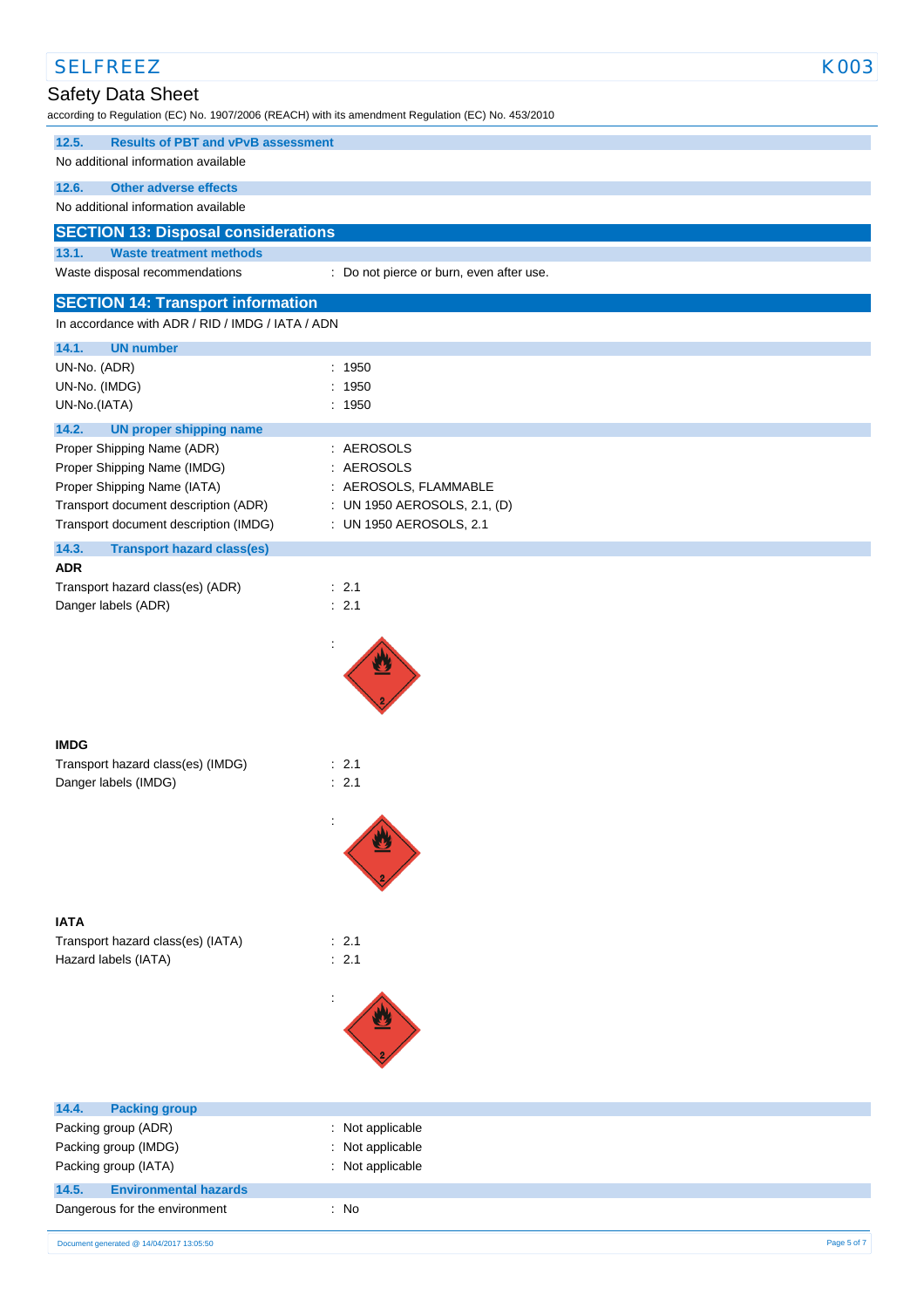#### 12.5. Results of PBT and vPvB assessment

No additional information available

#### 12.6. Other adverse effects

No additional information available

## SECTION 13: Disposal considerations

#### 13.1. Waste treatment methods

| | |
|---|---|
| Waste disposal recommendations | : Do not pierce or burn, even after use. |

## SECTION 14: Transport information

In accordance with ADR / RID / IMDG / IATA / ADN

#### 14.1. UN number

| | |
|---|---|
| UN-No. (ADR) | : 1950 |
| UN-No. (IMDG) | : 1950 |
| UN-No.(IATA) | : 1950 |

#### 14.2. UN proper shipping name

| | |
|---|---|
| Proper Shipping Name (ADR) | : AEROSOLS |
| Proper Shipping Name (IMDG) | : AEROSOLS |
| Proper Shipping Name (IATA) | : AEROSOLS, FLAMMABLE |
| Transport document description (ADR) | : UN 1950 AEROSOLS, 2.1, (D) |
| Transport document description (IMDG) | : UN 1950 AEROSOLS, 2.1 |

#### 14.3. Transport hazard class(es)

**ADR**

| | |
|---|---|
| Transport hazard class(es) (ADR) | : 2.1 |
| Danger labels (ADR) | : 2.1 |
| | : |

**IMDG**

| | |
|---|---|
| Transport hazard class(es) (IMDG) | : 2.1 |
| Danger labels (IMDG) | : 2.1 |
| | : |

**IATA**

| | |
|---|---|
| Transport hazard class(es) (IATA) | : 2.1 |
| Hazard labels (IATA) | : 2.1 |
| | : |

#### 14.4. Packing group

| | |
|---|---|
| Packing group (ADR) | : Not applicable |
| Packing group (IMDG) | : Not applicable |
| Packing group (IATA) | : Not applicable |

#### 14.5. Environmental hazards

| | |
|---|---|
| Dangerous for the environment | : No |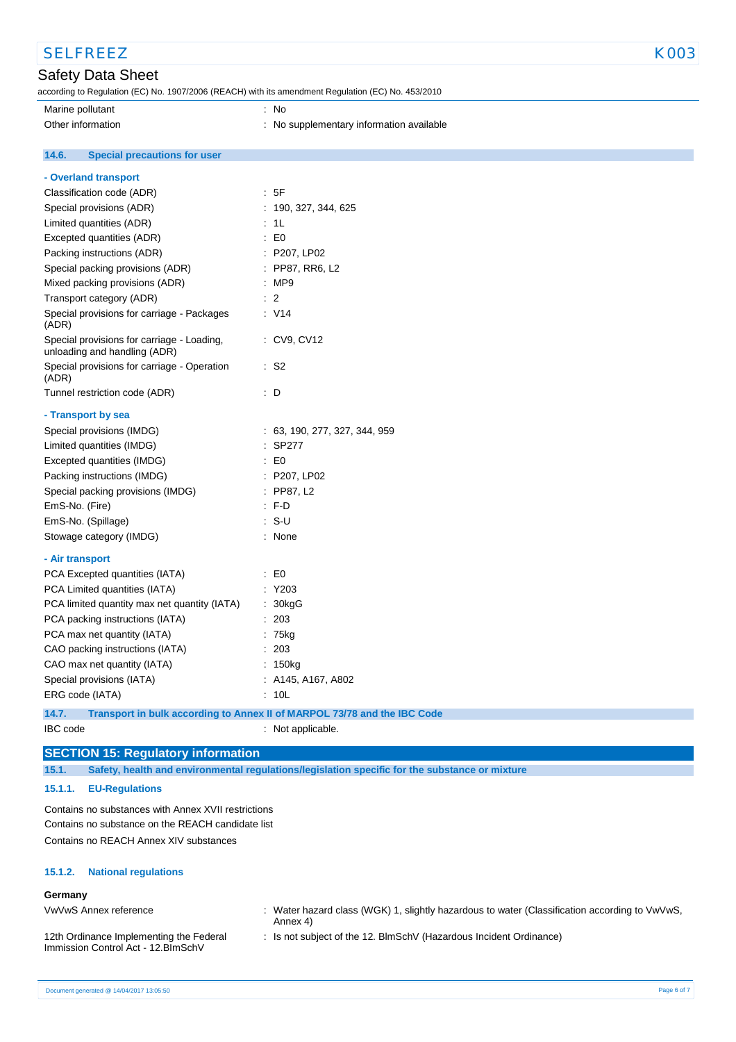| | |
|---|---|
| Marine pollutant | : No |
| Other information | : No supplementary information available |

### 14.6. Special precautions for user

**- Overland transport**

| | |
|---|---|
| Classification code (ADR) | : 5F |
| Special provisions (ADR) | : 190, 327, 344, 625 |
| Limited quantities (ADR) | : 1L |
| Excepted quantities (ADR) | : E0 |
| Packing instructions (ADR) | : P207, LP02 |
| Special packing provisions (ADR) | : PP87, RR6, L2 |
| Mixed packing provisions (ADR) | : MP9 |
| Transport category (ADR) | : 2 |
| Special provisions for carriage - Packages (ADR) | : V14 |
| Special provisions for carriage - Loading, unloading and handling (ADR) | : CV9, CV12 |
| Special provisions for carriage - Operation (ADR) | : S2 |
| Tunnel restriction code (ADR) | : D |

**- Transport by sea**

| | |
|---|---|
| Special provisions (IMDG) | : 63, 190, 277, 327, 344, 959 |
| Limited quantities (IMDG) | : SP277 |
| Excepted quantities (IMDG) | : E0 |
| Packing instructions (IMDG) | : P207, LP02 |
| Special packing provisions (IMDG) | : PP87, L2 |
| EmS-No. (Fire) | : F-D |
| EmS-No. (Spillage) | : S-U |
| Stowage category (IMDG) | : None |

**- Air transport**

| | |
|---|---|
| PCA Excepted quantities (IATA) | : E0 |
| PCA Limited quantities (IATA) | : Y203 |
| PCA limited quantity max net quantity (IATA) | : 30kgG |
| PCA packing instructions (IATA) | : 203 |
| PCA max net quantity (IATA) | : 75kg |
| CAO packing instructions (IATA) | : 203 |
| CAO max net quantity (IATA) | : 150kg |
| Special provisions (IATA) | : A145, A167, A802 |
| ERG code (IATA) | : 10L |

### 14.7. Transport in bulk according to Annex II of MARPOL 73/78 and the IBC Code

| | |
|---|---|
| IBC code | : Not applicable. |

## SECTION 15: Regulatory information

### 15.1. Safety, health and environmental regulations/legislation specific for the substance or mixture

#### 15.1.1. EU-Regulations

Contains no substances with Annex XVII restrictions

Contains no substance on the REACH candidate list

Contains no REACH Annex XIV substances

#### 15.1.2. National regulations

**Germany**

| | |
|---|---|
| VwVwS Annex reference | : Water hazard class (WGK) 1, slightly hazardous to water (Classification according to VwVwS, Annex 4) |
| 12th Ordinance Implementing the Federal Immission Control Act - 12.BImSchV | : Is not subject of the 12. BlmSchV (Hazardous Incident Ordinance) |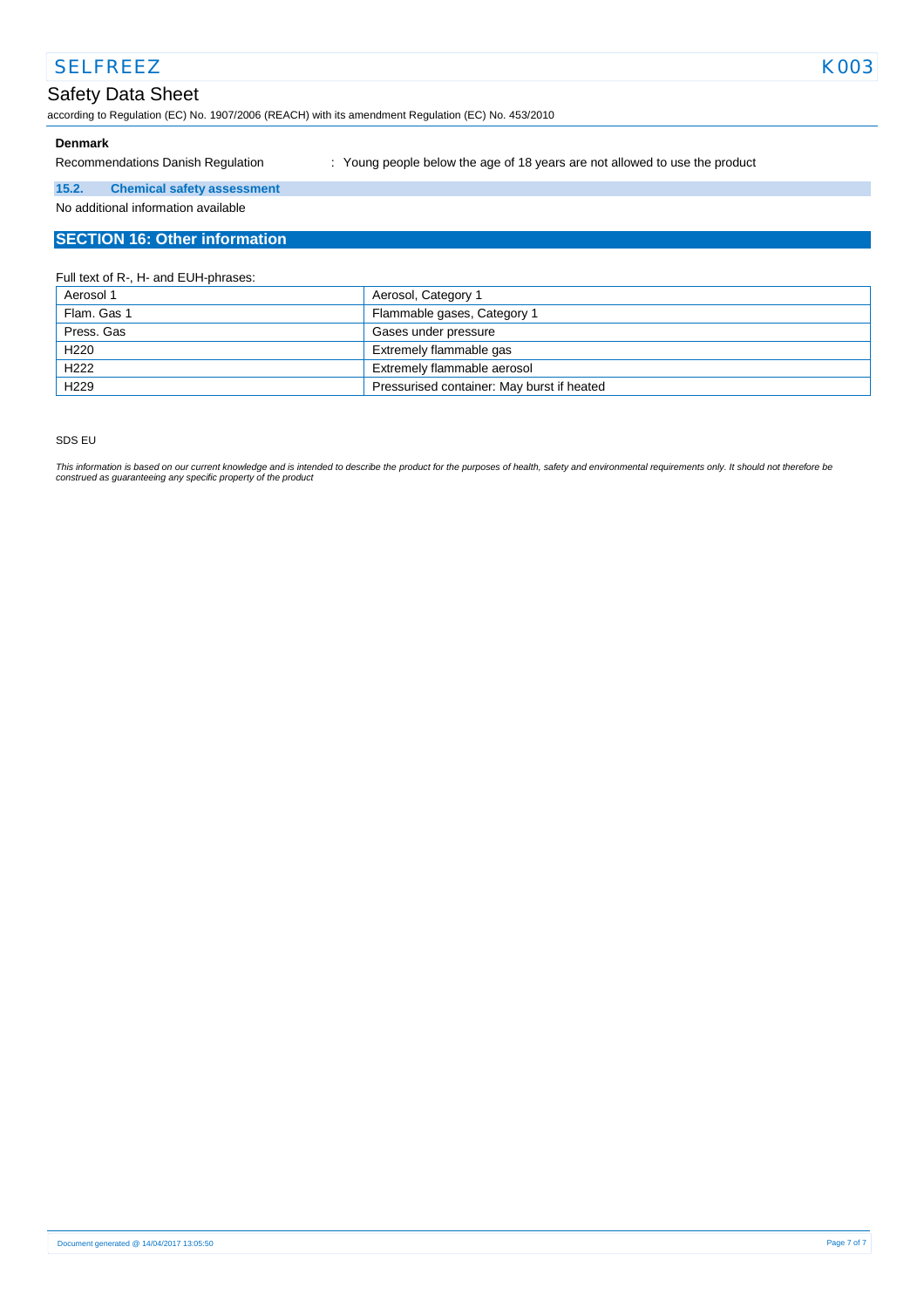**Denmark**

Recommendations Danish Regulation : Young people below the age of 18 years are not allowed to use the product

### 15.2. Chemical safety assessment

No additional information available

## SECTION 16: Other information

Full text of R-, H- and EUH-phrases:

| | |
|---|---|
| Aerosol 1 | Aerosol, Category 1 |
| Flam. Gas 1 | Flammable gases, Category 1 |
| Press. Gas | Gases under pressure |
| H220 | Extremely flammable gas |
| H222 | Extremely flammable aerosol |
| H229 | Pressurised container: May burst if heated |

SDS EU

*This information is based on our current knowledge and is intended to describe the product for the purposes of health, safety and environmental requirements only. It should not therefore be construed as guaranteeing any specific property of the product*